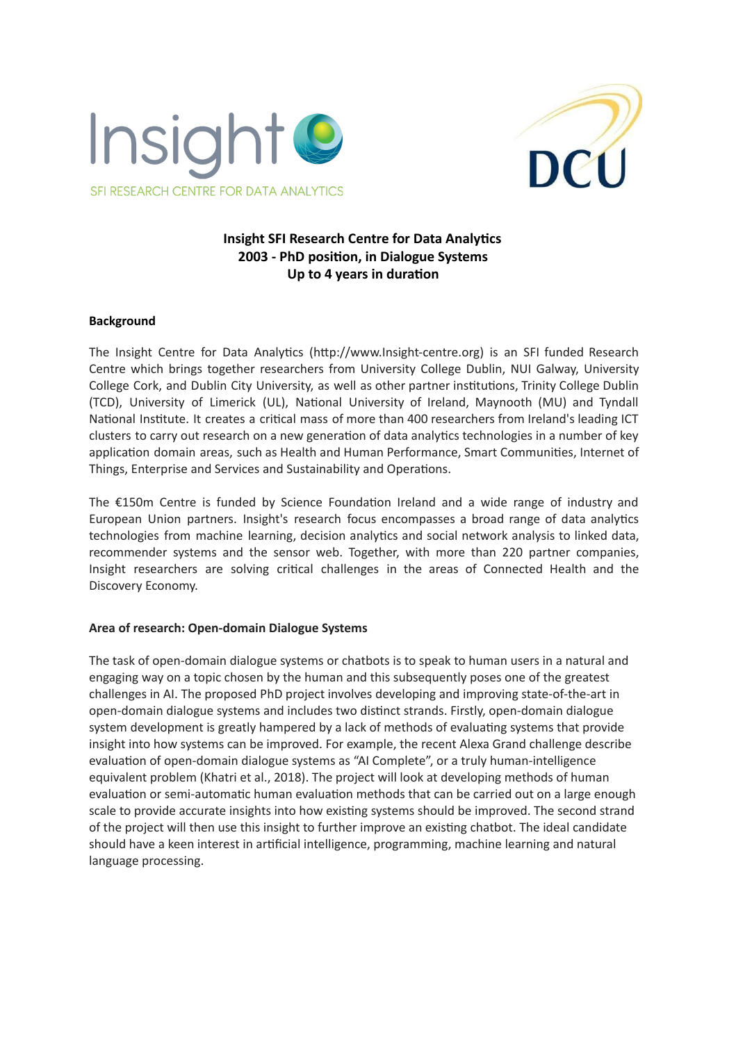Insight SFI RESEARCH CENTRE FOR DATA ANALYTICS

DCU

**Insight SFI Research Centre for Data Analytics**
**2003 - PhD position, in Dialogue Systems**
**Up to 4 years in duration**

**Background**

The Insight Centre for Data Analytics (http://www.Insight-centre.org) is an SFI funded Research Centre which brings together researchers from University College Dublin, NUI Galway, University College Cork, and Dublin City University, as well as other partner institutions, Trinity College Dublin (TCD), University of Limerick (UL), National University of Ireland, Maynooth (MU) and Tyndall National Institute. It creates a critical mass of more than 400 researchers from Ireland's leading ICT clusters to carry out research on a new generation of data analytics technologies in a number of key application domain areas, such as Health and Human Performance, Smart Communities, Internet of Things, Enterprise and Services and Sustainability and Operations.

The €150m Centre is funded by Science Foundation Ireland and a wide range of industry and European Union partners. Insight's research focus encompasses a broad range of data analytics technologies from machine learning, decision analytics and social network analysis to linked data, recommender systems and the sensor web. Together, with more than 220 partner companies, Insight researchers are solving critical challenges in the areas of Connected Health and the Discovery Economy.

**Area of research: Open-domain Dialogue Systems**

The task of open-domain dialogue systems or chatbots is to speak to human users in a natural and engaging way on a topic chosen by the human and this subsequently poses one of the greatest challenges in AI. The proposed PhD project involves developing and improving state-of-the-art in open-domain dialogue systems and includes two distinct strands. Firstly, open-domain dialogue system development is greatly hampered by a lack of methods of evaluating systems that provide insight into how systems can be improved. For example, the recent Alexa Grand challenge describe evaluation of open-domain dialogue systems as "AI Complete", or a truly human-intelligence equivalent problem (Khatri et al., 2018). The project will look at developing methods of human evaluation or semi-automatic human evaluation methods that can be carried out on a large enough scale to provide accurate insights into how existing systems should be improved. The second strand of the project will then use this insight to further improve an existing chatbot. The ideal candidate should have a keen interest in artificial intelligence, programming, machine learning and natural language processing.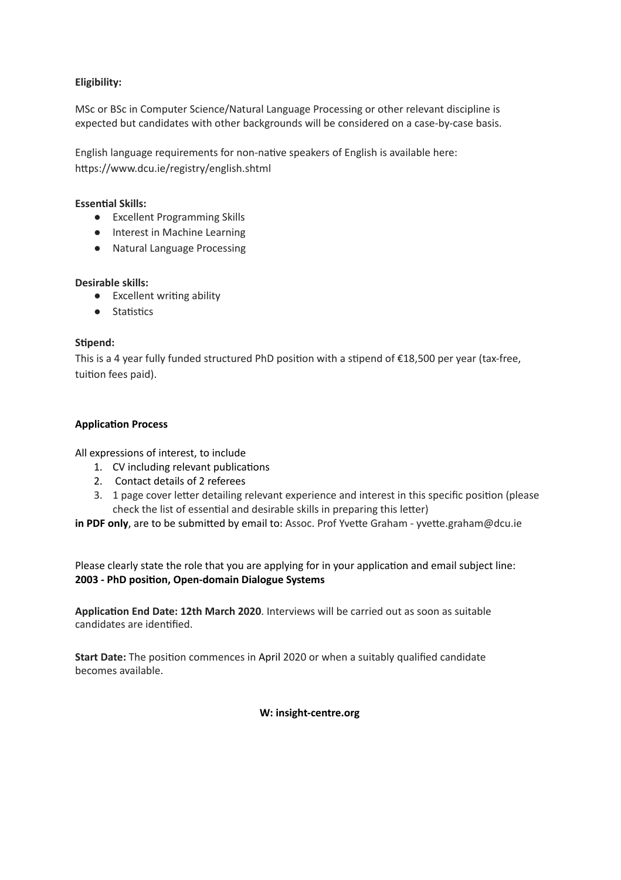**Eligibility:**

MSc or BSc in Computer Science/Natural Language Processing or other relevant discipline is expected but candidates with other backgrounds will be considered on a case-by-case basis.

English language requirements for non-native speakers of English is available here: https://www.dcu.ie/registry/english.shtml

**Essential Skills:**

- Excellent Programming Skills
- Interest in Machine Learning
- Natural Language Processing

**Desirable skills:**

- Excellent writing ability
- Statistics

**Stipend:**

This is a 4 year fully funded structured PhD position with a stipend of €18,500 per year (tax-free, tuition fees paid).

**Application Process**

All expressions of interest, to include

1. CV including relevant publications
2. Contact details of 2 referees
3. 1 page cover letter detailing relevant experience and interest in this specific position (please check the list of essential and desirable skills in preparing this letter)

**in PDF only**, are to be submitted by email to: Assoc. Prof Yvette Graham - yvette.graham@dcu.ie

Please clearly state the role that you are applying for in your application and email subject line:
**2003 - PhD position, Open-domain Dialogue Systems**

**Application End Date: 12th March 2020**. Interviews will be carried out as soon as suitable candidates are identified.

**Start Date:** The position commences in April 2020 or when a suitably qualified candidate becomes available.

**W: insight-centre.org**